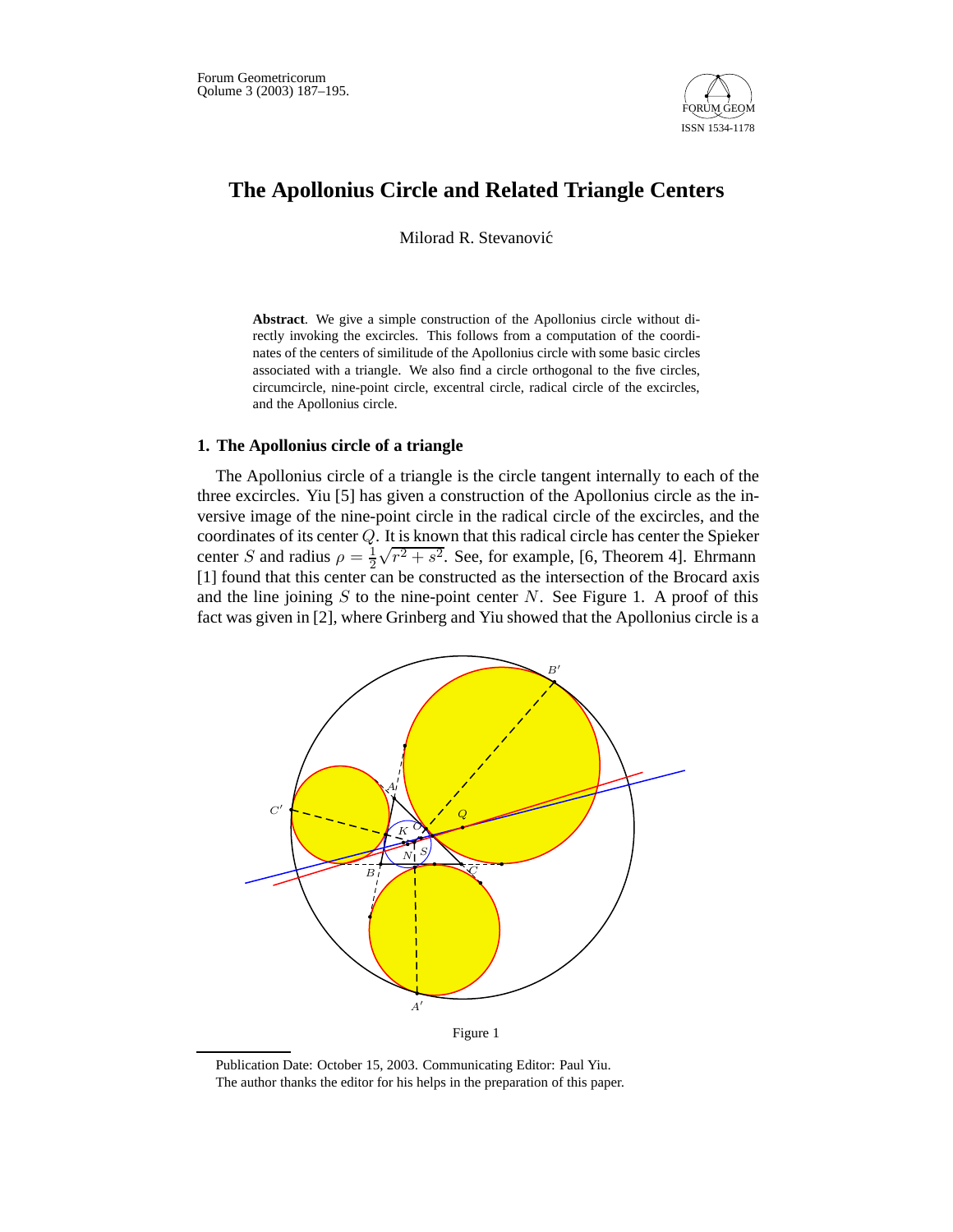# The Apollonius Circle and Related Triangle Centers

Milorad R. Stevanović

**Abstract**. We give a simple construction of the Apollonius circle without directly invoking the excircles. This follows from a computation of the coordinates of the centers of similitude of the Apollonius circle with some basic circles associated with a triangle. We also find a circle orthogonal to the five circles, circumcircle, nine-point circle, excentral circle, radical circle of the excircles, and the Apollonius circle.

## 1. The Apollonius circle of a triangle

The Apollonius circle of a triangle is the circle tangent internally to each of the three excircles. Yiu [5] has given a construction of the Apollonius circle as the inversive image of the nine-point circle in the radical circle of the excircles, and the coordinates of its center $Q$. It is known that this radical circle has center the Spieker center $S$ and radius $\rho = \frac{1}{2}\sqrt{r^2 + s^2}$. See, for example, [6, Theorem 4]. Ehrmann [1] found that this center can be constructed as the intersection of the Brocard axis and the line joining $S$ to the nine-point center $N$. See Figure 1. A proof of this fact was given in [2], where Grinberg and Yiu showed that the Apollonius circle is a

Figure 1

Publication Date: October 15, 2003. Communicating Editor: Paul Yiu.

The author thanks the editor for his helps in the preparation of this paper.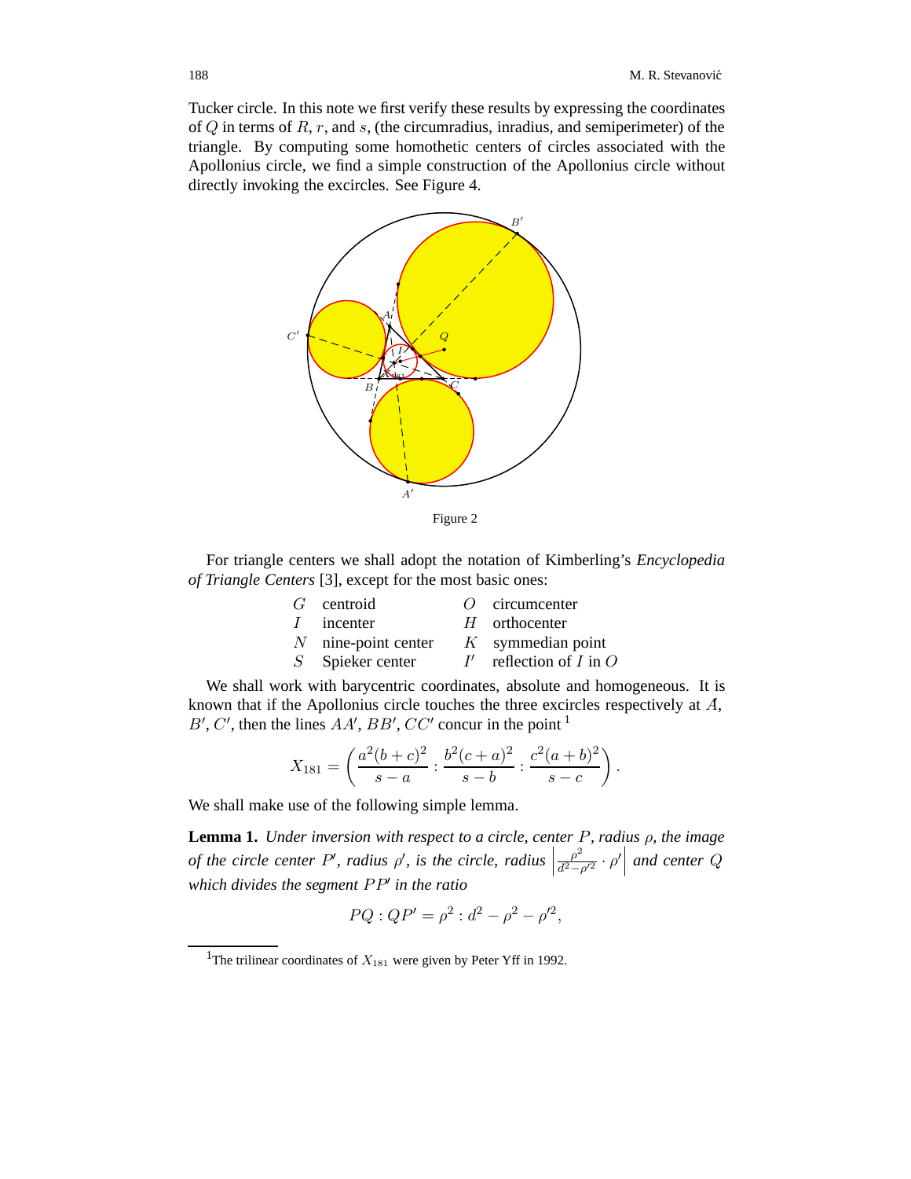Tucker circle. In this note we first verify these results by expressing the coordinates of $Q$ in terms of $R$, $r$, and $s$, (the circumradius, inradius, and semiperimeter) of the triangle. By computing some homothetic centers of circles associated with the Apollonius circle, we find a simple construction of the Apollonius circle without directly invoking the excircles. See Figure 4.

Figure 2

For triangle centers we shall adopt the notation of Kimberling's *Encyclopedia of Triangle Centers* [3], except for the most basic ones:

| | | | |
|---|---|---|---|
| $G$ | centroid | $O$ | circumcenter |
| $I$ | incenter | $H$ | orthocenter |
| $N$ | nine-point center | $K$ | symmedian point |
| $S$ | Spieker center | $I'$ | reflection of $I$ in $O$ |

We shall work with barycentric coordinates, absolute and homogeneous. It is known that if the Apollonius circle touches the three excircles respectively at $A'$, $B'$, $C'$, then the lines $AA'$, $BB'$, $CC'$ concur in the point [1]

$$X_{181} = \left( \frac{a^2(b+c)^2}{s-a} : \frac{b^2(c+a)^2}{s-b} : \frac{c^2(a+b)^2}{s-c} \right).$$

We shall make use of the following simple lemma.

**Lemma 1.** *Under inversion with respect to a circle, center $P$, radius $\rho$, the image of the circle center $P'$, radius $\rho'$, is the circle, radius $\left| \frac{\rho^2}{d^2-\rho'^2} \cdot \rho' \right|$ and center $Q$ which divides the segment $PP'$ in the ratio*

$$PQ : QP' = \rho^2 : d^2 - \rho^2 - \rho'^2,$$

[1] The trilinear coordinates of $X_{181}$ were given by Peter Yff in 1992.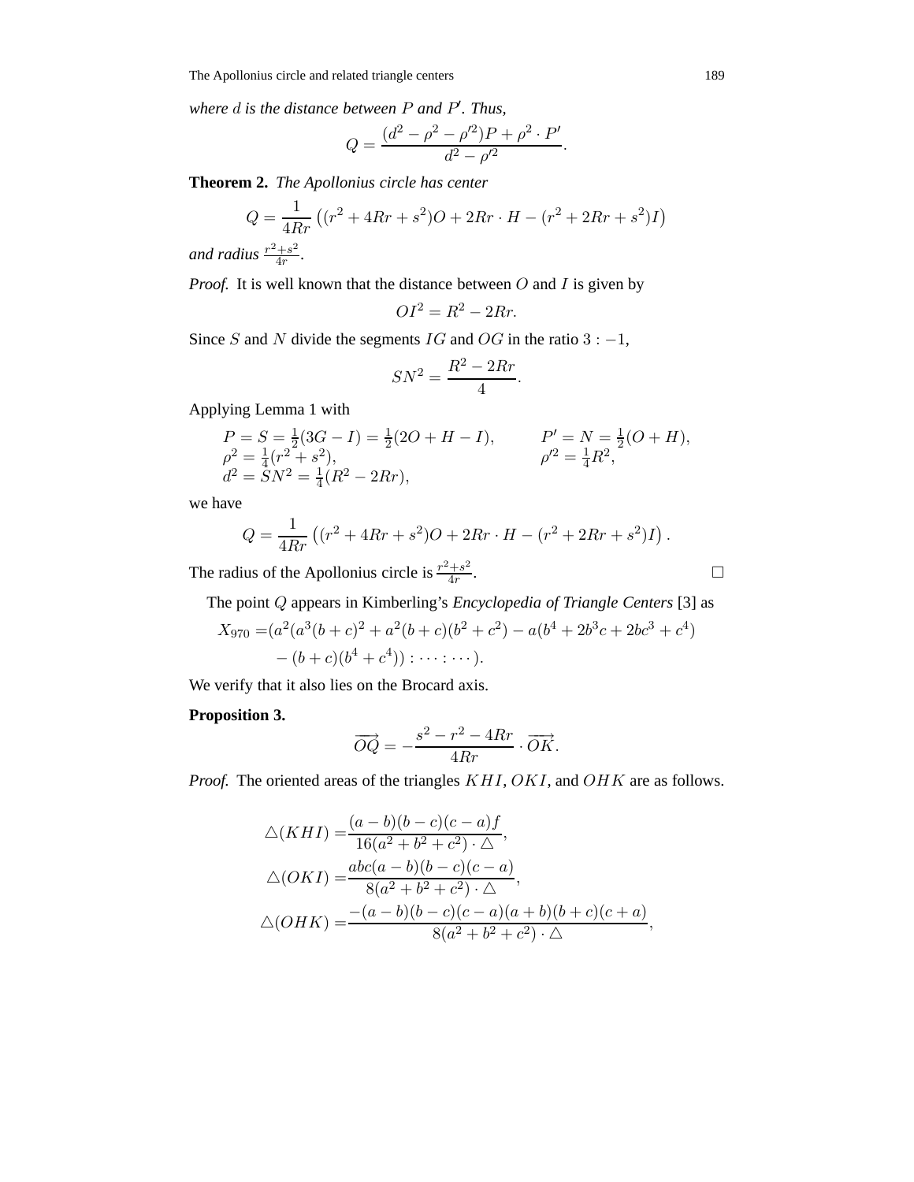*where $d$ is the distance between $P$ and $P'$. Thus,*

$$Q = \frac{(d^2 - \rho^2 - \rho'^2)P + \rho^2 \cdot P'}{d^2 - \rho'^2}.$$

**Theorem 2.** *The Apollonius circle has center*

$$Q = \frac{1}{4Rr}\left((r^2 + 4Rr + s^2)O + 2Rr \cdot H - (r^2 + 2Rr + s^2)I\right)$$

*and radius $\frac{r^2+s^2}{4r}$.*

*Proof.* It is well known that the distance between $O$ and $I$ is given by

$$OI^2 = R^2 - 2Rr.$$

Since $S$ and $N$ divide the segments $IG$ and $OG$ in the ratio $3 : -1$,

$$SN^2 = \frac{R^2 - 2Rr}{4}.$$

Applying Lemma 1 with

$$\begin{aligned}
&P = S = \tfrac{1}{2}(3G - I) = \tfrac{1}{2}(2O + H - I), && P' = N = \tfrac{1}{2}(O + H),\\
&\rho^2 = \tfrac{1}{4}(r^2 + s^2), && \rho'^2 = \tfrac{1}{4}R^2,\\
&d^2 = SN^2 = \tfrac{1}{4}(R^2 - 2Rr), &&
\end{aligned}$$

we have

$$Q = \frac{1}{4Rr}\left((r^2 + 4Rr + s^2)O + 2Rr \cdot H - (r^2 + 2Rr + s^2)I\right).$$

The radius of the Apollonius circle is $\frac{r^2+s^2}{4r}$. □

The point $Q$ appears in Kimberling's *Encyclopedia of Triangle Centers* [3] as

$$\begin{aligned}
X_{970} =&(a^2(a^3(b+c)^2 + a^2(b+c)(b^2+c^2) - a(b^4 + 2b^3c + 2bc^3 + c^4)\\
&- (b+c)(b^4 + c^4)) : \cdots : \cdots).
\end{aligned}$$

We verify that it also lies on the Brocard axis.

**Proposition 3.**

$$\overrightarrow{OQ} = -\frac{s^2 - r^2 - 4Rr}{4Rr} \cdot \overrightarrow{OK}.$$

*Proof.* The oriented areas of the triangles $KHI$, $OKI$, and $OHK$ are as follows.

$$\begin{aligned}
\triangle(KHI) =& \frac{(a-b)(b-c)(c-a)f}{16(a^2+b^2+c^2)\cdot\triangle},\\
\triangle(OKI) =& \frac{abc(a-b)(b-c)(c-a)}{8(a^2+b^2+c^2)\cdot\triangle},\\
\triangle(OHK) =& \frac{-(a-b)(b-c)(c-a)(a+b)(b+c)(c+a)}{8(a^2+b^2+c^2)\cdot\triangle},
\end{aligned}$$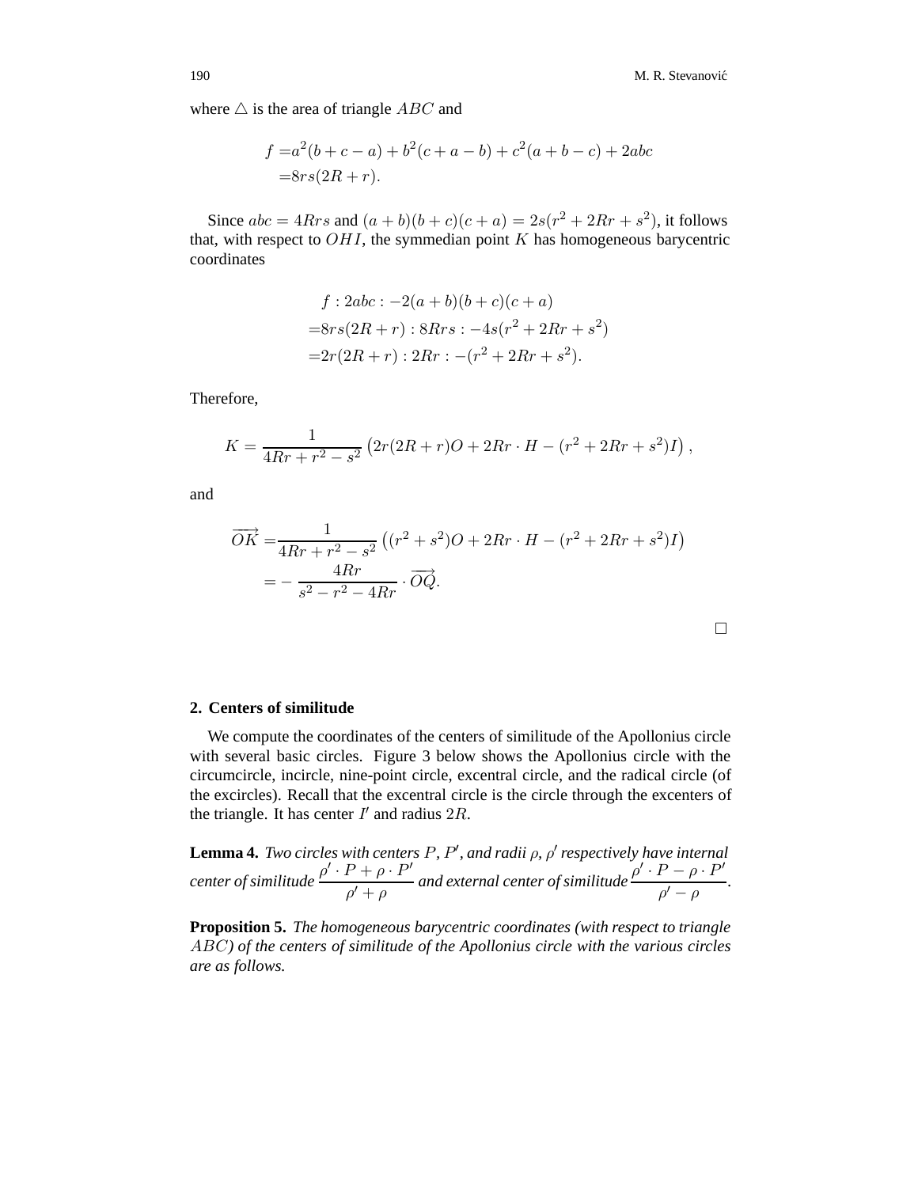where $\triangle$ is the area of triangle $ABC$ and

$$\begin{aligned} f =& a^2(b+c-a)+b^2(c+a-b)+c^2(a+b-c)+2abc \\ =& 8rs(2R+r). \end{aligned}$$

Since $abc = 4Rrs$ and $(a+b)(b+c)(c+a) = 2s(r^2+2Rr+s^2)$, it follows that, with respect to $OHI$, the symmedian point $K$ has homogeneous barycentric coordinates

$$\begin{aligned} & f : 2abc : -2(a+b)(b+c)(c+a) \\ =& 8rs(2R+r) : 8Rrs : -4s(r^2+2Rr+s^2) \\ =& 2r(2R+r) : 2Rr : -(r^2+2Rr+s^2). \end{aligned}$$

Therefore,

$$K = \frac{1}{4Rr+r^2-s^2}\left(2r(2R+r)O + 2Rr\cdot H - (r^2+2Rr+s^2)I\right),$$

and

$$\begin{aligned} \overrightarrow{OK} =& \frac{1}{4Rr+r^2-s^2}\left((r^2+s^2)O + 2Rr\cdot H - (r^2+2Rr+s^2)I\right) \\ =& -\frac{4Rr}{s^2-r^2-4Rr}\cdot\overrightarrow{OQ}. \end{aligned}$$

□

## 2. Centers of similitude

We compute the coordinates of the centers of similitude of the Apollonius circle with several basic circles. Figure 3 below shows the Apollonius circle with the circumcircle, incircle, nine-point circle, excentral circle, and the radical circle (of the excircles). Recall that the excentral circle is the circle through the excenters of the triangle. It has center $I'$ and radius $2R$.

**Lemma 4.** *Two circles with centers $P$, $P'$, and radii $\rho$, $\rho'$ respectively have internal center of similitude $\dfrac{\rho'\cdot P+\rho\cdot P'}{\rho'+\rho}$ and external center of similitude $\dfrac{\rho'\cdot P-\rho\cdot P'}{\rho'-\rho}$.*

**Proposition 5.** *The homogeneous barycentric coordinates (with respect to triangle $ABC$) of the centers of similitude of the Apollonius circle with the various circles are as follows.*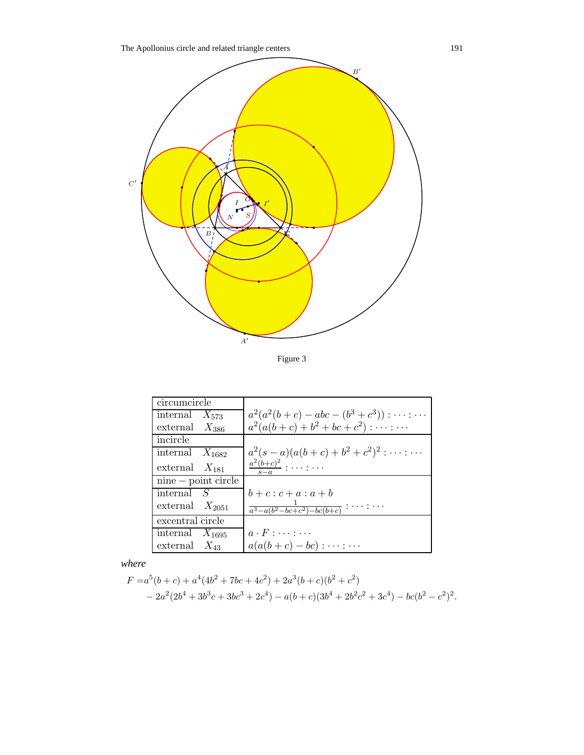Figure 3

| circumcircle | |
|---|---|
| internal $X_{573}$ | $a^2(a^2(b+c)-abc-(b^3+c^3)):\cdots:\cdots$ |
| external $X_{386}$ | $a^2(a(b+c)+b^2+bc+c^2):\cdots:\cdots$ |
| incircle | |
| internal $X_{1682}$ | $a^2(s-a)(a(b+c)+b^2+c^2)^2:\cdots:\cdots$ |
| external $X_{181}$ | $\frac{a^2(b+c)^2}{s-a}:\cdots:\cdots$ |
| nine − point circle | |
| internal $S$ | $b+c:c+a:a+b$ |
| external $X_{2051}$ | $\frac{1}{a^3-a(b^2-bc+c^2)-bc(b+c)}:\cdots:\cdots$ |
| excentral circle | |
| internal $X_{1695}$ | $a\cdot F:\cdots:\cdots$ |
| external $X_{43}$ | $a(a(b+c)-bc):\cdots:\cdots$ |

*where*

$$\begin{aligned}F=&a^5(b+c)+a^4(4b^2+7bc+4c^2)+2a^3(b+c)(b^2+c^2)\\&-2a^2(2b^4+3b^3c+3bc^3+2c^4)-a(b+c)(3b^4+2b^2c^2+3c^4)-bc(b^2-c^2)^2.\end{aligned}$$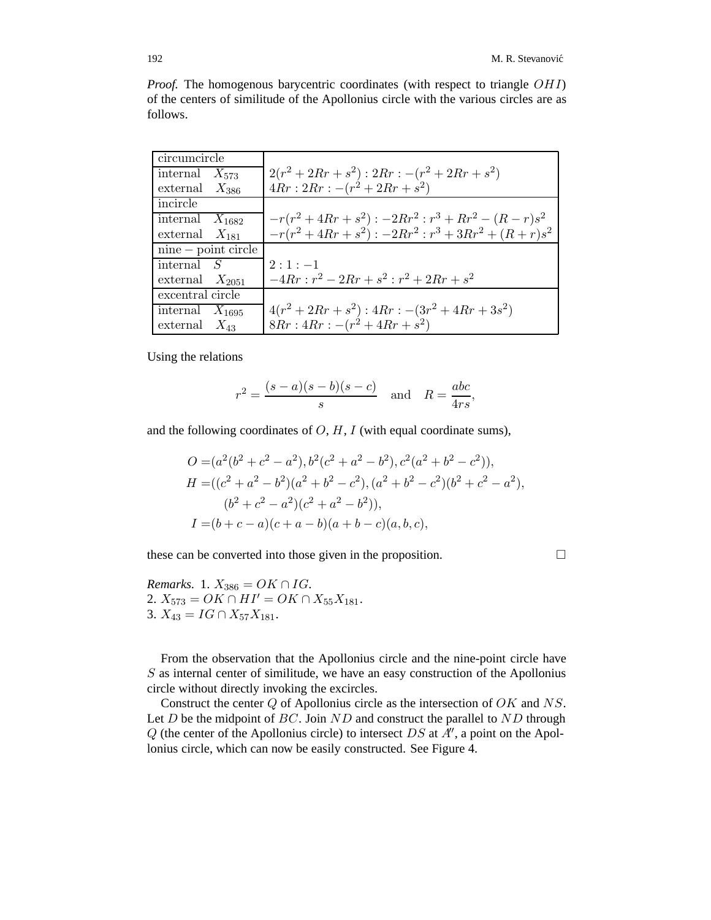*Proof.* The homogenous barycentric coordinates (with respect to triangle $OHI$) of the centers of similitude of the Apollonius circle with the various circles are as follows.

| | |
|---|---|
| circumcircle | |
| internal $X_{573}$ | $2(r^2+2Rr+s^2) : 2Rr : -(r^2+2Rr+s^2)$ |
| external $X_{386}$ | $4Rr : 2Rr : -(r^2+2Rr+s^2)$ |
| incircle | |
| internal $X_{1682}$ | $-r(r^2+4Rr+s^2) : -2Rr^2 : r^3+Rr^2-(R-r)s^2$ |
| external $X_{181}$ | $-r(r^2+4Rr+s^2) : -2Rr^2 : r^3+3Rr^2+(R+r)s^2$ |
| nine − point circle | |
| internal $S$ | $2 : 1 : -1$ |
| external $X_{2051}$ | $-4Rr : r^2-2Rr+s^2 : r^2+2Rr+s^2$ |
| excentral circle | |
| internal $X_{1695}$ | $4(r^2+2Rr+s^2) : 4Rr : -(3r^2+4Rr+3s^2)$ |
| external $X_{43}$ | $8Rr : 4Rr : -(r^2+4Rr+s^2)$ |

Using the relations

$$r^2 = \frac{(s-a)(s-b)(s-c)}{s} \quad \text{and} \quad R = \frac{abc}{4rs},$$

and the following coordinates of $O$, $H$, $I$ (with equal coordinate sums),

$$\begin{aligned}
O =&(a^2(b^2+c^2-a^2), b^2(c^2+a^2-b^2), c^2(a^2+b^2-c^2)),\\
H =&((c^2+a^2-b^2)(a^2+b^2-c^2), (a^2+b^2-c^2)(b^2+c^2-a^2),\\
&(b^2+c^2-a^2)(c^2+a^2-b^2)),\\
I =&(b+c-a)(c+a-b)(a+b-c)(a,b,c),
\end{aligned}$$

these can be converted into those given in the proposition. □

*Remarks.* 1. $X_{386} = OK \cap IG$.
2. $X_{573} = OK \cap HI' = OK \cap X_{55}X_{181}$.
3. $X_{43} = IG \cap X_{57}X_{181}$.

From the observation that the Apollonius circle and the nine-point circle have $S$ as internal center of similitude, we have an easy construction of the Apollonius circle without directly invoking the excircles.

Construct the center $Q$ of Apollonius circle as the intersection of $OK$ and $NS$. Let $D$ be the midpoint of $BC$. Join $ND$ and construct the parallel to $ND$ through $Q$ (the center of the Apollonius circle) to intersect $DS$ at $A''$, a point on the Apollonius circle, which can now be easily constructed. See Figure 4.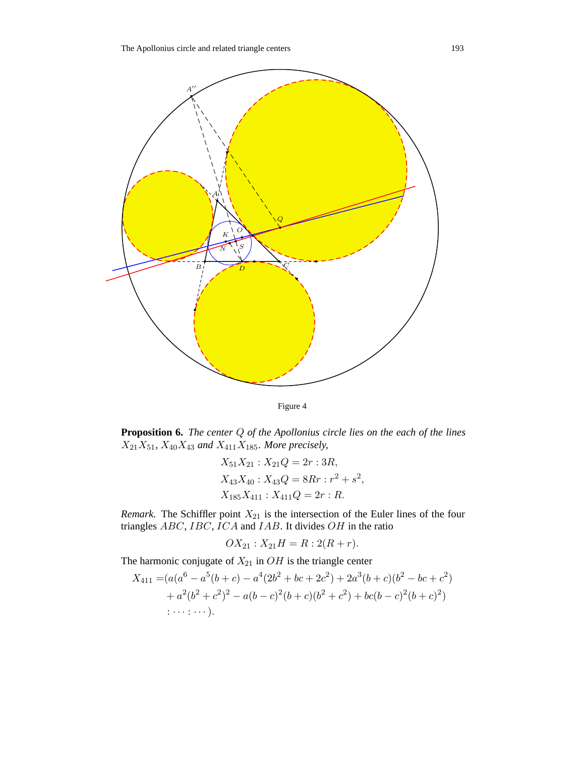Figure 4

**Proposition 6.** *The center $Q$ of the Apollonius circle lies on the each of the lines $X_{21}X_{51}$, $X_{40}X_{43}$ and $X_{411}X_{185}$. More precisely,*

$$X_{51}X_{21} : X_{21}Q = 2r : 3R,$$
$$X_{43}X_{40} : X_{43}Q = 8Rr : r^2 + s^2,$$
$$X_{185}X_{411} : X_{411}Q = 2r : R.$$

*Remark.* The Schiffler point $X_{21}$ is the intersection of the Euler lines of the four triangles $ABC$, $IBC$, $ICA$ and $IAB$. It divides $OH$ in the ratio

$$OX_{21} : X_{21}H = R : 2(R + r).$$

The harmonic conjugate of $X_{21}$ in $OH$ is the triangle center

$$\begin{aligned} X_{411} =& (a(a^6 - a^5(b+c) - a^4(2b^2 + bc + 2c^2) + 2a^3(b+c)(b^2 - bc + c^2) \\ &+ a^2(b^2 + c^2)^2 - a(b-c)^2(b+c)(b^2 + c^2) + bc(b-c)^2(b+c)^2) \\ &: \cdots : \cdots). \end{aligned}$$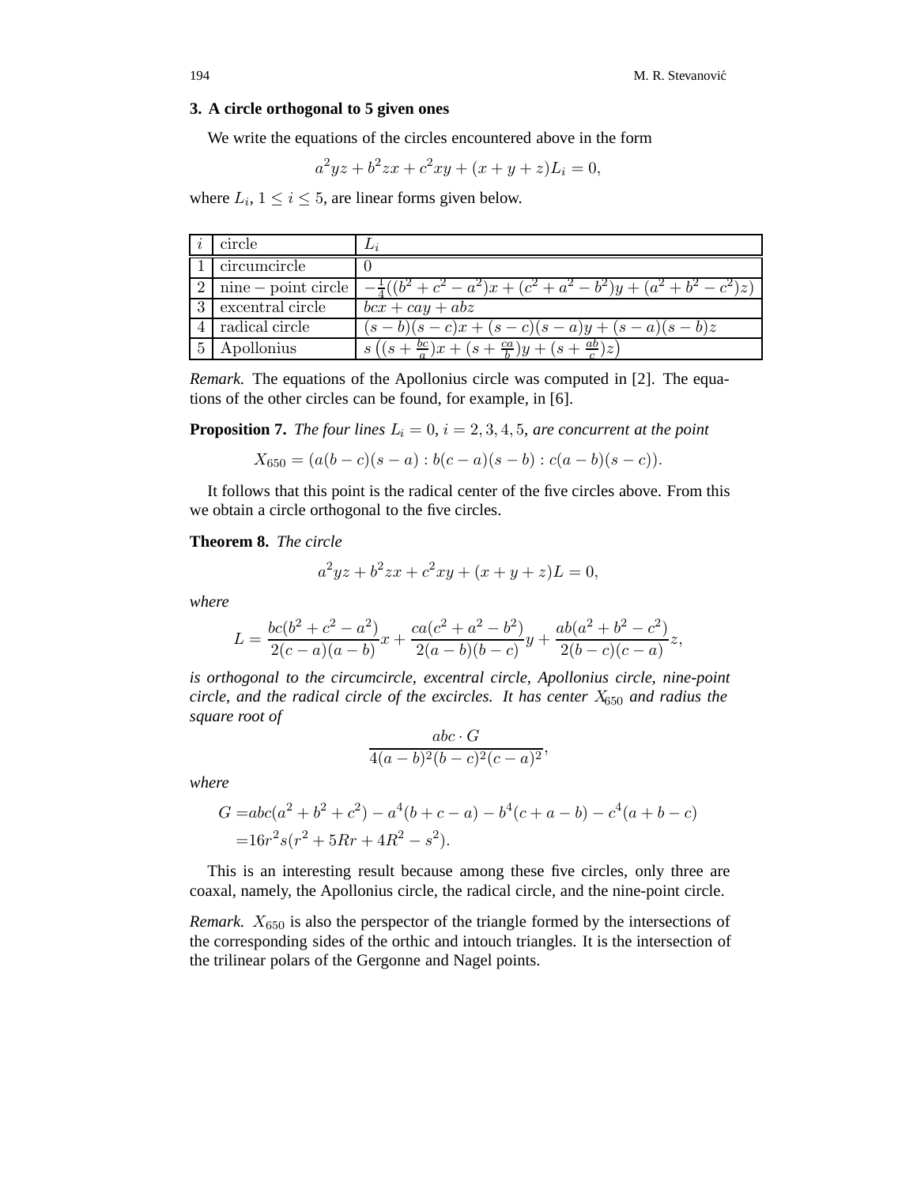## 3. A circle orthogonal to 5 given ones

We write the equations of the circles encountered above in the form

$$a^2yz + b^2zx + c^2xy + (x + y + z)L_i = 0,$$

where $L_i$, $1 \leq i \leq 5$, are linear forms given below.

| $i$ | circle | $L_i$ |
|---|---|---|
| 1 | circumcircle | $0$ |
| 2 | nine − point circle | $-\frac{1}{4}((b^2+c^2-a^2)x + (c^2+a^2-b^2)y + (a^2+b^2-c^2)z)$ |
| 3 | excentral circle | $bcx + cay + abz$ |
| 4 | radical circle | $(s-b)(s-c)x + (s-c)(s-a)y + (s-a)(s-b)z$ |
| 5 | Apollonius | $s\left((s+\frac{bc}{a})x + (s+\frac{ca}{b})y + (s+\frac{ab}{c})z\right)$ |

*Remark.* The equations of the Apollonius circle was computed in [2]. The equations of the other circles can be found, for example, in [6].

**Proposition 7.** *The four lines $L_i = 0$, $i = 2, 3, 4, 5$, are concurrent at the point*

$$X_{650} = (a(b-c)(s-a) : b(c-a)(s-b) : c(a-b)(s-c)).$$

It follows that this point is the radical center of the five circles above. From this we obtain a circle orthogonal to the five circles.

**Theorem 8.** *The circle*

$$a^2yz + b^2zx + c^2xy + (x + y + z)L = 0,$$

*where*

$$L = \frac{bc(b^2+c^2-a^2)}{2(c-a)(a-b)}x + \frac{ca(c^2+a^2-b^2)}{2(a-b)(b-c)}y + \frac{ab(a^2+b^2-c^2)}{2(b-c)(c-a)}z,$$

*is orthogonal to the circumcircle, excentral circle, Apollonius circle, nine-point circle, and the radical circle of the excircles. It has center $X_{650}$ and radius the square root of*

$$\frac{abc \cdot G}{4(a-b)^2(b-c)^2(c-a)^2},$$

*where*

$$\begin{aligned} G =& abc(a^2+b^2+c^2) - a^4(b+c-a) - b^4(c+a-b) - c^4(a+b-c) \\ =& 16r^2s(r^2 + 5Rr + 4R^2 - s^2). \end{aligned}$$

This is an interesting result because among these five circles, only three are coaxal, namely, the Apollonius circle, the radical circle, and the nine-point circle.

*Remark.* $X_{650}$ is also the perspector of the triangle formed by the intersections of the corresponding sides of the orthic and intouch triangles. It is the intersection of the trilinear polars of the Gergonne and Nagel points.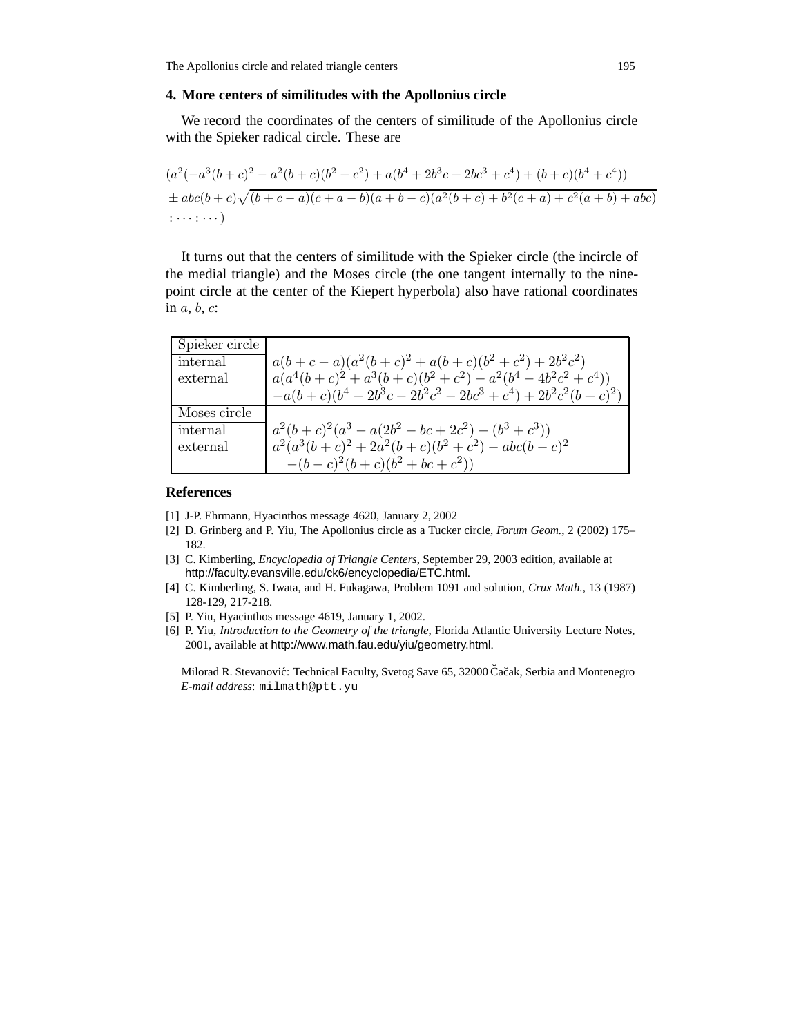## 4. More centers of similitudes with the Apollonius circle

We record the coordinates of the centers of similitude of the Apollonius circle with the Spieker radical circle. These are

$$
\begin{aligned}
&(a^2(-a^3(b+c)^2 - a^2(b+c)(b^2+c^2) + a(b^4+2b^3c+2bc^3+c^4) + (b+c)(b^4+c^4)) \\
&\pm abc(b+c)\sqrt{(b+c-a)(c+a-b)(a+b-c)(a^2(b+c)+b^2(c+a)+c^2(a+b)+abc)} \\
&: \cdots : \cdots )
\end{aligned}
$$

It turns out that the centers of similitude with the Spieker circle (the incircle of the medial triangle) and the Moses circle (the one tangent internally to the nine-point circle at the center of the Kiepert hyperbola) also have rational coordinates in $a$, $b$, $c$:

| | |
|---|---|
| Spieker circle | |
| internal | $a(b+c-a)(a^2(b+c)^2 + a(b+c)(b^2+c^2) + 2b^2c^2)$ |
| external | $a(a^4(b+c)^2 + a^3(b+c)(b^2+c^2) - a^2(b^4-4b^2c^2+c^4))$ $-a(b+c)(b^4-2b^3c-2b^2c^2-2bc^3+c^4) + 2b^2c^2(b+c)^2)$ |
| Moses circle | |
| internal | $a^2(b+c)^2(a^3 - a(2b^2-bc+2c^2) - (b^3+c^3))$ |
| external | $a^2(a^3(b+c)^2 + 2a^2(b+c)(b^2+c^2) - abc(b-c)^2$ $-(b-c)^2(b+c)(b^2+bc+c^2))$ |

## References

[1] J-P. Ehrmann, Hyacinthos message 4620, January 2, 2002

[2] D. Grinberg and P. Yiu, The Apollonius circle as a Tucker circle, *Forum Geom.*, 2 (2002) 175–182.

[3] C. Kimberling, *Encyclopedia of Triangle Centers*, September 29, 2003 edition, available at http://faculty.evansville.edu/ck6/encyclopedia/ETC.html.

[4] C. Kimberling, S. Iwata, and H. Fukagawa, Problem 1091 and solution, *Crux Math.*, 13 (1987) 128-129, 217-218.

[5] P. Yiu, Hyacinthos message 4619, January 1, 2002.

[6] P. Yiu, *Introduction to the Geometry of the triangle*, Florida Atlantic University Lecture Notes, 2001, available at http://www.math.fau.edu/yiu/geometry.html.

Milorad R. Stevanović: Technical Faculty, Svetog Save 65, 32000 Čačak, Serbia and Montenegro
*E-mail address*: milmath@ptt.yu